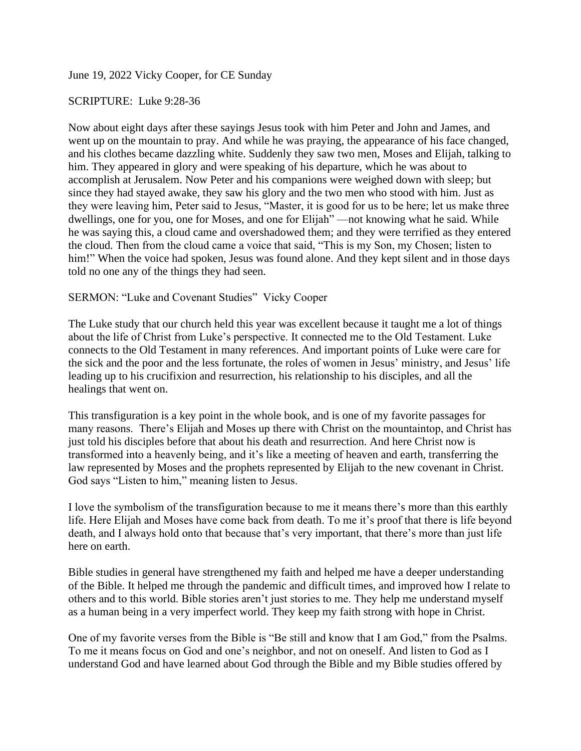June 19, 2022 Vicky Cooper, for CE Sunday

SCRIPTURE: Luke 9:28-36

Now about eight days after these sayings Jesus took with him Peter and John and James, and went up on the mountain to pray. And while he was praying, the appearance of his face changed, and his clothes became dazzling white. Suddenly they saw two men, Moses and Elijah, talking to him. They appeared in glory and were speaking of his departure, which he was about to accomplish at Jerusalem. Now Peter and his companions were weighed down with sleep; but since they had stayed awake, they saw his glory and the two men who stood with him. Just as they were leaving him, Peter said to Jesus, "Master, it is good for us to be here; let us make three dwellings, one for you, one for Moses, and one for Elijah" —not knowing what he said. While he was saying this, a cloud came and overshadowed them; and they were terrified as they entered the cloud. Then from the cloud came a voice that said, "This is my Son, my Chosen; listen to him!" When the voice had spoken, Jesus was found alone. And they kept silent and in those days told no one any of the things they had seen.

SERMON: "Luke and Covenant Studies" Vicky Cooper

The Luke study that our church held this year was excellent because it taught me a lot of things about the life of Christ from Luke's perspective. It connected me to the Old Testament. Luke connects to the Old Testament in many references. And important points of Luke were care for the sick and the poor and the less fortunate, the roles of women in Jesus' ministry, and Jesus' life leading up to his crucifixion and resurrection, his relationship to his disciples, and all the healings that went on.

This transfiguration is a key point in the whole book, and is one of my favorite passages for many reasons. There's Elijah and Moses up there with Christ on the mountaintop, and Christ has just told his disciples before that about his death and resurrection. And here Christ now is transformed into a heavenly being, and it's like a meeting of heaven and earth, transferring the law represented by Moses and the prophets represented by Elijah to the new covenant in Christ. God says "Listen to him," meaning listen to Jesus.

I love the symbolism of the transfiguration because to me it means there's more than this earthly life. Here Elijah and Moses have come back from death. To me it's proof that there is life beyond death, and I always hold onto that because that's very important, that there's more than just life here on earth.

Bible studies in general have strengthened my faith and helped me have a deeper understanding of the Bible. It helped me through the pandemic and difficult times, and improved how I relate to others and to this world. Bible stories aren't just stories to me. They help me understand myself as a human being in a very imperfect world. They keep my faith strong with hope in Christ.

One of my favorite verses from the Bible is "Be still and know that I am God," from the Psalms. To me it means focus on God and one's neighbor, and not on oneself. And listen to God as I understand God and have learned about God through the Bible and my Bible studies offered by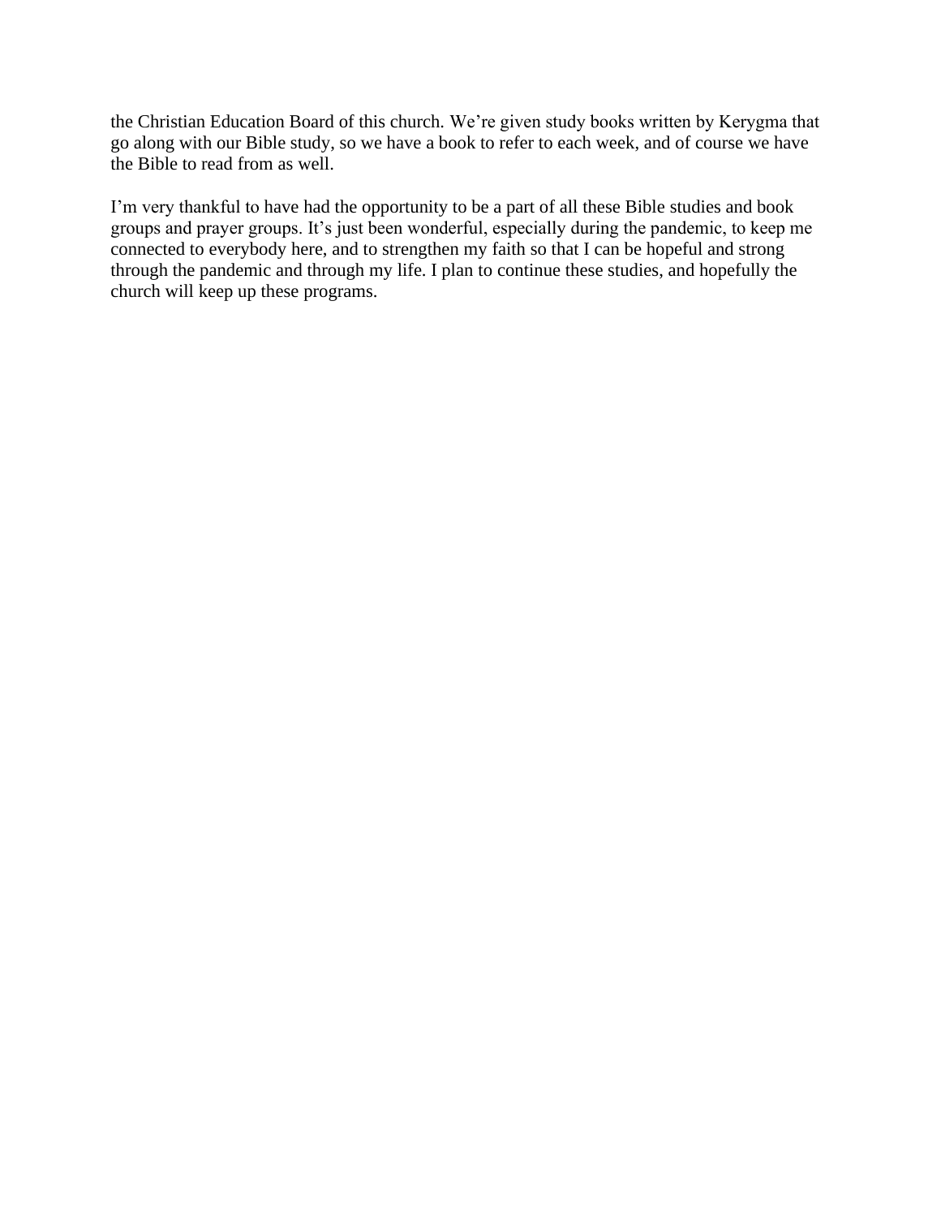the Christian Education Board of this church. We're given study books written by Kerygma that go along with our Bible study, so we have a book to refer to each week, and of course we have the Bible to read from as well.

I'm very thankful to have had the opportunity to be a part of all these Bible studies and book groups and prayer groups. It's just been wonderful, especially during the pandemic, to keep me connected to everybody here, and to strengthen my faith so that I can be hopeful and strong through the pandemic and through my life. I plan to continue these studies, and hopefully the church will keep up these programs.